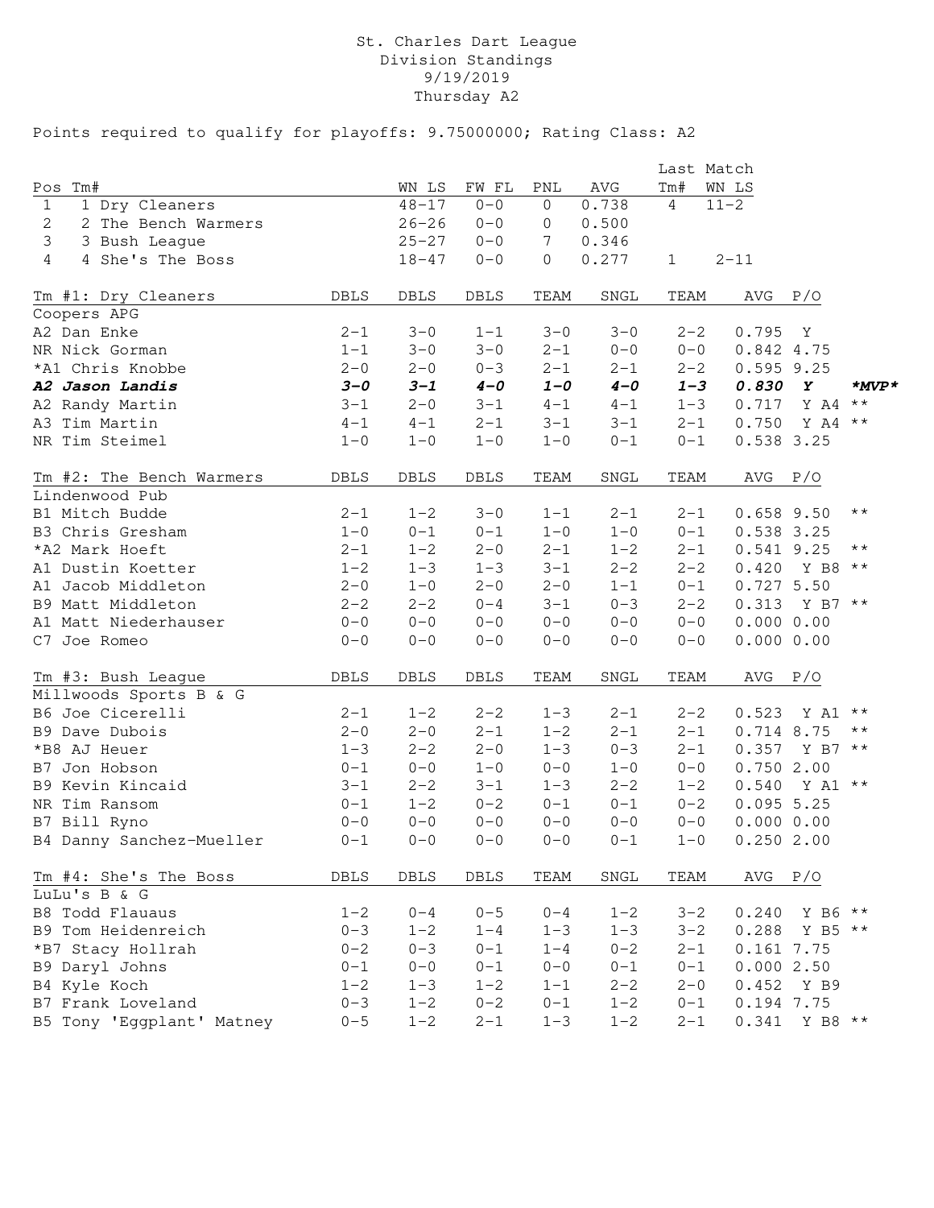St. Charles Dart League
Division Standings
9/19/2019
Thursday A2

Points required to qualify for playoffs: 9.75000000; Rating Class: A2

| Pos | Tm# | WN LS | FW FL | PNL | AVG | Last Match Tm# | Last Match WN LS |
|---|---|---|---|---|---|---|---|
| 1 | 1 Dry Cleaners | 48-17 | 0-0 | 0 | 0.738 | 4 | 11-2 |
| 2 | 2 The Bench Warmers | 26-26 | 0-0 | 0 | 0.500 | | |
| 3 | 3 Bush League | 25-27 | 0-0 | 7 | 0.346 | | |
| 4 | 4 She's The Boss | 18-47 | 0-0 | 0 | 0.277 | 1 | 2-11 |

| Tm #1: Dry Cleaners | DBLS | DBLS | DBLS | TEAM | SNGL | TEAM | AVG | P/O | |
|---|---|---|---|---|---|---|---|---|---|
| Coopers APG | | | | | | | | | |
| A2 Dan Enke | 2-1 | 3-0 | 1-1 | 3-0 | 3-0 | 2-2 | 0.795 | Y | |
| NR Nick Gorman | 1-1 | 3-0 | 3-0 | 2-1 | 0-0 | 0-0 | 0.842 | 4.75 | |
| *A1 Chris Knobbe | 2-0 | 2-0 | 0-3 | 2-1 | 2-1 | 2-2 | 0.595 | 9.25 | |
| ***A2 Jason Landis*** | ***3-0*** | ***3-1*** | ***4-0*** | ***1-0*** | ***4-0*** | ***1-3*** | ***0.830*** | ***Y*** | ***\*MVP\**** |
| A2 Randy Martin | 3-1 | 2-0 | 3-1 | 4-1 | 4-1 | 1-3 | 0.717 | Y A4 | ** |
| A3 Tim Martin | 4-1 | 4-1 | 2-1 | 3-1 | 3-1 | 2-1 | 0.750 | Y A4 | ** |
| NR Tim Steimel | 1-0 | 1-0 | 1-0 | 1-0 | 0-1 | 0-1 | 0.538 | 3.25 | |

| Tm #2: The Bench Warmers | DBLS | DBLS | DBLS | TEAM | SNGL | TEAM | AVG | P/O | |
|---|---|---|---|---|---|---|---|---|---|
| Lindenwood Pub | | | | | | | | | |
| B1 Mitch Budde | 2-1 | 1-2 | 3-0 | 1-1 | 2-1 | 2-1 | 0.658 | 9.50 | ** |
| B3 Chris Gresham | 1-0 | 0-1 | 0-1 | 1-0 | 1-0 | 0-1 | 0.538 | 3.25 | |
| *A2 Mark Hoeft | 2-1 | 1-2 | 2-0 | 2-1 | 1-2 | 2-1 | 0.541 | 9.25 | ** |
| A1 Dustin Koetter | 1-2 | 1-3 | 1-3 | 3-1 | 2-2 | 2-2 | 0.420 | Y B8 | ** |
| A1 Jacob Middleton | 2-0 | 1-0 | 2-0 | 2-0 | 1-1 | 0-1 | 0.727 | 5.50 | |
| B9 Matt Middleton | 2-2 | 2-2 | 0-4 | 3-1 | 0-3 | 2-2 | 0.313 | Y B7 | ** |
| A1 Matt Niederhauser | 0-0 | 0-0 | 0-0 | 0-0 | 0-0 | 0-0 | 0.000 | 0.00 | |
| C7 Joe Romeo | 0-0 | 0-0 | 0-0 | 0-0 | 0-0 | 0-0 | 0.000 | 0.00 | |

| Tm #3: Bush League | DBLS | DBLS | DBLS | TEAM | SNGL | TEAM | AVG | P/O | |
|---|---|---|---|---|---|---|---|---|---|
| Millwoods Sports B & G | | | | | | | | | |
| B6 Joe Cicerelli | 2-1 | 1-2 | 2-2 | 1-3 | 2-1 | 2-2 | 0.523 | Y A1 | ** |
| B9 Dave Dubois | 2-0 | 2-0 | 2-1 | 1-2 | 2-1 | 2-1 | 0.714 | 8.75 | ** |
| *B8 AJ Heuer | 1-3 | 2-2 | 2-0 | 1-3 | 0-3 | 2-1 | 0.357 | Y B7 | ** |
| B7 Jon Hobson | 0-1 | 0-0 | 1-0 | 0-0 | 1-0 | 0-0 | 0.750 | 2.00 | |
| B9 Kevin Kincaid | 3-1 | 2-2 | 3-1 | 1-3 | 2-2 | 1-2 | 0.540 | Y A1 | ** |
| NR Tim Ransom | 0-1 | 1-2 | 0-2 | 0-1 | 0-1 | 0-2 | 0.095 | 5.25 | |
| B7 Bill Ryno | 0-0 | 0-0 | 0-0 | 0-0 | 0-0 | 0-0 | 0.000 | 0.00 | |
| B4 Danny Sanchez-Mueller | 0-1 | 0-0 | 0-0 | 0-0 | 0-1 | 1-0 | 0.250 | 2.00 | |

| Tm #4: She's The Boss | DBLS | DBLS | DBLS | TEAM | SNGL | TEAM | AVG | P/O | |
|---|---|---|---|---|---|---|---|---|---|
| LuLu's B & G | | | | | | | | | |
| B8 Todd Flauaus | 1-2 | 0-4 | 0-5 | 0-4 | 1-2 | 3-2 | 0.240 | Y B6 | ** |
| B9 Tom Heidenreich | 0-3 | 1-2 | 1-4 | 1-3 | 1-3 | 3-2 | 0.288 | Y B5 | ** |
| *B7 Stacy Hollrah | 0-2 | 0-3 | 0-1 | 1-4 | 0-2 | 2-1 | 0.161 | 7.75 | |
| B9 Daryl Johns | 0-1 | 0-0 | 0-1 | 0-0 | 0-1 | 0-1 | 0.000 | 2.50 | |
| B4 Kyle Koch | 1-2 | 1-3 | 1-2 | 1-1 | 2-2 | 2-0 | 0.452 | Y B9 | |
| B7 Frank Loveland | 0-3 | 1-2 | 0-2 | 0-1 | 1-2 | 0-1 | 0.194 | 7.75 | |
| B5 Tony 'Eggplant' Matney | 0-5 | 1-2 | 2-1 | 1-3 | 1-2 | 2-1 | 0.341 | Y B8 | ** |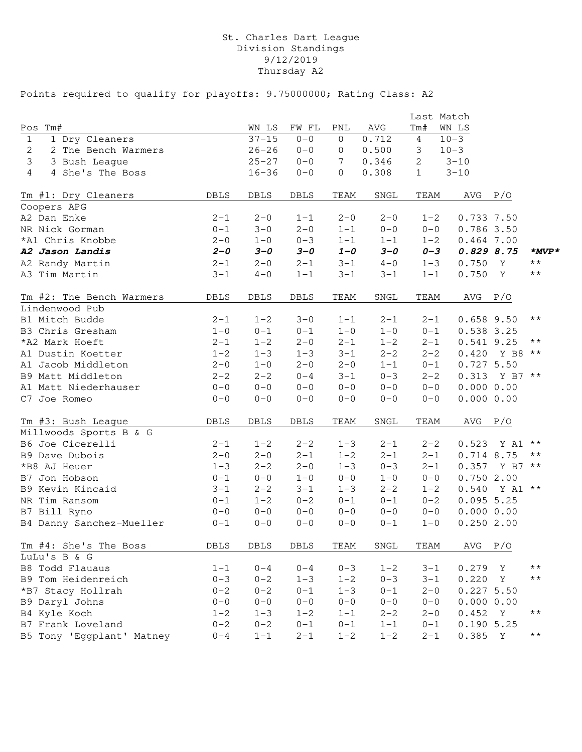St. Charles Dart League
Division Standings
9/12/2019
Thursday A2

Points required to qualify for playoffs: 9.75000000; Rating Class: A2

| Pos | Tm# | WN LS | FW FL | PNL | AVG | Last Match Tm# | Last Match WN LS |
|---|---|---|---|---|---|---|---|
| 1 | 1 Dry Cleaners | 37-15 | 0-0 | 0 | 0.712 | 4 | 10-3 |
| 2 | 2 The Bench Warmers | 26-26 | 0-0 | 0 | 0.500 | 3 | 10-3 |
| 3 | 3 Bush League | 25-27 | 0-0 | 7 | 0.346 | 2 | 3-10 |
| 4 | 4 She's The Boss | 16-36 | 0-0 | 0 | 0.308 | 1 | 3-10 |

| Tm #1: Dry Cleaners | DBLS | DBLS | DBLS | TEAM | SNGL | TEAM | AVG | P/O | |
|---|---|---|---|---|---|---|---|---|---|
| Coopers APG | | | | | | | | | |
| A2 Dan Enke | 2-1 | 2-0 | 1-1 | 2-0 | 2-0 | 1-2 | 0.733 | 7.50 | |
| NR Nick Gorman | 0-1 | 3-0 | 2-0 | 1-1 | 0-0 | 0-0 | 0.786 | 3.50 | |
| *A1 Chris Knobbe | 2-0 | 1-0 | 0-3 | 1-1 | 1-1 | 1-2 | 0.464 | 7.00 | |
| ***A2 Jason Landis*** | ***2-0*** | ***3-0*** | ***3-0*** | ***1-0*** | ***3-0*** | ***0-3*** | ***0.829*** | ***8.75*** | ***\*MVP\**** |
| A2 Randy Martin | 2-1 | 2-0 | 2-1 | 3-1 | 4-0 | 1-3 | 0.750 | Y | ** |
| A3 Tim Martin | 3-1 | 4-0 | 1-1 | 3-1 | 3-1 | 1-1 | 0.750 | Y | ** |

| Tm #2: The Bench Warmers | DBLS | DBLS | DBLS | TEAM | SNGL | TEAM | AVG | P/O | |
|---|---|---|---|---|---|---|---|---|---|
| Lindenwood Pub | | | | | | | | | |
| B1 Mitch Budde | 2-1 | 1-2 | 3-0 | 1-1 | 2-1 | 2-1 | 0.658 | 9.50 | ** |
| B3 Chris Gresham | 1-0 | 0-1 | 0-1 | 1-0 | 1-0 | 0-1 | 0.538 | 3.25 | |
| *A2 Mark Hoeft | 2-1 | 1-2 | 2-0 | 2-1 | 1-2 | 2-1 | 0.541 | 9.25 | ** |
| A1 Dustin Koetter | 1-2 | 1-3 | 1-3 | 3-1 | 2-2 | 2-2 | 0.420 | Y B8 | ** |
| A1 Jacob Middleton | 2-0 | 1-0 | 2-0 | 2-0 | 1-1 | 0-1 | 0.727 | 5.50 | |
| B9 Matt Middleton | 2-2 | 2-2 | 0-4 | 3-1 | 0-3 | 2-2 | 0.313 | Y B7 | ** |
| A1 Matt Niederhauser | 0-0 | 0-0 | 0-0 | 0-0 | 0-0 | 0-0 | 0.000 | 0.00 | |
| C7 Joe Romeo | 0-0 | 0-0 | 0-0 | 0-0 | 0-0 | 0-0 | 0.000 | 0.00 | |

| Tm #3: Bush League | DBLS | DBLS | DBLS | TEAM | SNGL | TEAM | AVG | P/O | |
|---|---|---|---|---|---|---|---|---|---|
| Millwoods Sports B & G | | | | | | | | | |
| B6 Joe Cicerelli | 2-1 | 1-2 | 2-2 | 1-3 | 2-1 | 2-2 | 0.523 | Y A1 | ** |
| B9 Dave Dubois | 2-0 | 2-0 | 2-1 | 1-2 | 2-1 | 2-1 | 0.714 | 8.75 | ** |
| *B8 AJ Heuer | 1-3 | 2-2 | 2-0 | 1-3 | 0-3 | 2-1 | 0.357 | Y B7 | ** |
| B7 Jon Hobson | 0-1 | 0-0 | 1-0 | 0-0 | 1-0 | 0-0 | 0.750 | 2.00 | |
| B9 Kevin Kincaid | 3-1 | 2-2 | 3-1 | 1-3 | 2-2 | 1-2 | 0.540 | Y A1 | ** |
| NR Tim Ransom | 0-1 | 1-2 | 0-2 | 0-1 | 0-1 | 0-2 | 0.095 | 5.25 | |
| B7 Bill Ryno | 0-0 | 0-0 | 0-0 | 0-0 | 0-0 | 0-0 | 0.000 | 0.00 | |
| B4 Danny Sanchez-Mueller | 0-1 | 0-0 | 0-0 | 0-0 | 0-1 | 1-0 | 0.250 | 2.00 | |

| Tm #4: She's The Boss | DBLS | DBLS | DBLS | TEAM | SNGL | TEAM | AVG | P/O | |
|---|---|---|---|---|---|---|---|---|---|
| LuLu's B & G | | | | | | | | | |
| B8 Todd Flauaus | 1-1 | 0-4 | 0-4 | 0-3 | 1-2 | 3-1 | 0.279 | Y | ** |
| B9 Tom Heidenreich | 0-3 | 0-2 | 1-3 | 1-2 | 0-3 | 3-1 | 0.220 | Y | ** |
| *B7 Stacy Hollrah | 0-2 | 0-2 | 0-1 | 1-3 | 0-1 | 2-0 | 0.227 | 5.50 | |
| B9 Daryl Johns | 0-0 | 0-0 | 0-0 | 0-0 | 0-0 | 0-0 | 0.000 | 0.00 | |
| B4 Kyle Koch | 1-2 | 1-3 | 1-2 | 1-1 | 2-2 | 2-0 | 0.452 | Y | ** |
| B7 Frank Loveland | 0-2 | 0-2 | 0-1 | 0-1 | 1-1 | 0-1 | 0.190 | 5.25 | |
| B5 Tony 'Eggplant' Matney | 0-4 | 1-1 | 2-1 | 1-2 | 1-2 | 2-1 | 0.385 | Y | ** |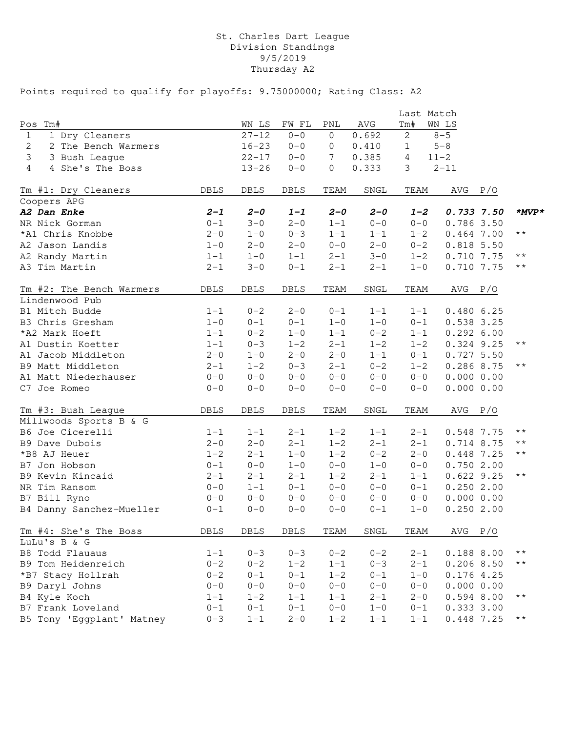St. Charles Dart League
Division Standings
9/5/2019
Thursday A2

Points required to qualify for playoffs: 9.75000000; Rating Class: A2

| Pos | Tm# | WN LS | FW FL | PNL | AVG | Last Match Tm# | Last Match WN LS |
|---|---|---|---|---|---|---|---|
| 1 | 1 Dry Cleaners | 27-12 | 0-0 | 0 | 0.692 | 2 | 8-5 |
| 2 | 2 The Bench Warmers | 16-23 | 0-0 | 0 | 0.410 | 1 | 5-8 |
| 3 | 3 Bush League | 22-17 | 0-0 | 7 | 0.385 | 4 | 11-2 |
| 4 | 4 She's The Boss | 13-26 | 0-0 | 0 | 0.333 | 3 | 2-11 |

| Tm #1: Dry Cleaners | DBLS | DBLS | DBLS | TEAM | SNGL | TEAM | AVG | P/O | |
|---|---|---|---|---|---|---|---|---|---|
| Coopers APG | | | | | | | | | |
| ***A2 Dan Enke*** | ***2-1*** | ***2-0*** | ***1-1*** | ***2-0*** | ***2-0*** | ***1-2*** | ***0.733*** | ***7.50*** | ****MVP**** |
| NR Nick Gorman | 0-1 | 3-0 | 2-0 | 1-1 | 0-0 | 0-0 | 0.786 | 3.50 | |
| *A1 Chris Knobbe | 2-0 | 1-0 | 0-3 | 1-1 | 1-1 | 1-2 | 0.464 | 7.00 | ** |
| A2 Jason Landis | 1-0 | 2-0 | 2-0 | 0-0 | 2-0 | 0-2 | 0.818 | 5.50 | |
| A2 Randy Martin | 1-1 | 1-0 | 1-1 | 2-1 | 3-0 | 1-2 | 0.710 | 7.75 | ** |
| A3 Tim Martin | 2-1 | 3-0 | 0-1 | 2-1 | 2-1 | 1-0 | 0.710 | 7.75 | ** |

| Tm #2: The Bench Warmers | DBLS | DBLS | DBLS | TEAM | SNGL | TEAM | AVG | P/O | |
|---|---|---|---|---|---|---|---|---|---|
| Lindenwood Pub | | | | | | | | | |
| B1 Mitch Budde | 1-1 | 0-2 | 2-0 | 0-1 | 1-1 | 1-1 | 0.480 | 6.25 | |
| B3 Chris Gresham | 1-0 | 0-1 | 0-1 | 1-0 | 1-0 | 0-1 | 0.538 | 3.25 | |
| *A2 Mark Hoeft | 1-1 | 0-2 | 1-0 | 1-1 | 0-2 | 1-1 | 0.292 | 6.00 | |
| A1 Dustin Koetter | 1-1 | 0-3 | 1-2 | 2-1 | 1-2 | 1-2 | 0.324 | 9.25 | ** |
| A1 Jacob Middleton | 2-0 | 1-0 | 2-0 | 2-0 | 1-1 | 0-1 | 0.727 | 5.50 | |
| B9 Matt Middleton | 2-1 | 1-2 | 0-3 | 2-1 | 0-2 | 1-2 | 0.286 | 8.75 | ** |
| A1 Matt Niederhauser | 0-0 | 0-0 | 0-0 | 0-0 | 0-0 | 0-0 | 0.000 | 0.00 | |
| C7 Joe Romeo | 0-0 | 0-0 | 0-0 | 0-0 | 0-0 | 0-0 | 0.000 | 0.00 | |

| Tm #3: Bush League | DBLS | DBLS | DBLS | TEAM | SNGL | TEAM | AVG | P/O | |
|---|---|---|---|---|---|---|---|---|---|
| Millwoods Sports B & G | | | | | | | | | |
| B6 Joe Cicerelli | 1-1 | 1-1 | 2-1 | 1-2 | 1-1 | 2-1 | 0.548 | 7.75 | ** |
| B9 Dave Dubois | 2-0 | 2-0 | 2-1 | 1-2 | 2-1 | 2-1 | 0.714 | 8.75 | ** |
| *B8 AJ Heuer | 1-2 | 2-1 | 1-0 | 1-2 | 0-2 | 2-0 | 0.448 | 7.25 | ** |
| B7 Jon Hobson | 0-1 | 0-0 | 1-0 | 0-0 | 1-0 | 0-0 | 0.750 | 2.00 | |
| B9 Kevin Kincaid | 2-1 | 2-1 | 2-1 | 1-2 | 2-1 | 1-1 | 0.622 | 9.25 | ** |
| NR Tim Ransom | 0-0 | 1-1 | 0-1 | 0-0 | 0-0 | 0-1 | 0.250 | 2.00 | |
| B7 Bill Ryno | 0-0 | 0-0 | 0-0 | 0-0 | 0-0 | 0-0 | 0.000 | 0.00 | |
| B4 Danny Sanchez-Mueller | 0-1 | 0-0 | 0-0 | 0-0 | 0-1 | 1-0 | 0.250 | 2.00 | |

| Tm #4: She's The Boss | DBLS | DBLS | DBLS | TEAM | SNGL | TEAM | AVG | P/O | |
|---|---|---|---|---|---|---|---|---|---|
| LuLu's B & G | | | | | | | | | |
| B8 Todd Flauaus | 1-1 | 0-3 | 0-3 | 0-2 | 0-2 | 2-1 | 0.188 | 8.00 | ** |
| B9 Tom Heidenreich | 0-2 | 0-2 | 1-2 | 1-1 | 0-3 | 2-1 | 0.206 | 8.50 | ** |
| *B7 Stacy Hollrah | 0-2 | 0-1 | 0-1 | 1-2 | 0-1 | 1-0 | 0.176 | 4.25 | |
| B9 Daryl Johns | 0-0 | 0-0 | 0-0 | 0-0 | 0-0 | 0-0 | 0.000 | 0.00 | |
| B4 Kyle Koch | 1-1 | 1-2 | 1-1 | 1-1 | 2-1 | 2-0 | 0.594 | 8.00 | ** |
| B7 Frank Loveland | 0-1 | 0-1 | 0-1 | 0-0 | 1-0 | 0-1 | 0.333 | 3.00 | |
| B5 Tony 'Eggplant' Matney | 0-3 | 1-1 | 2-0 | 1-2 | 1-1 | 1-1 | 0.448 | 7.25 | ** |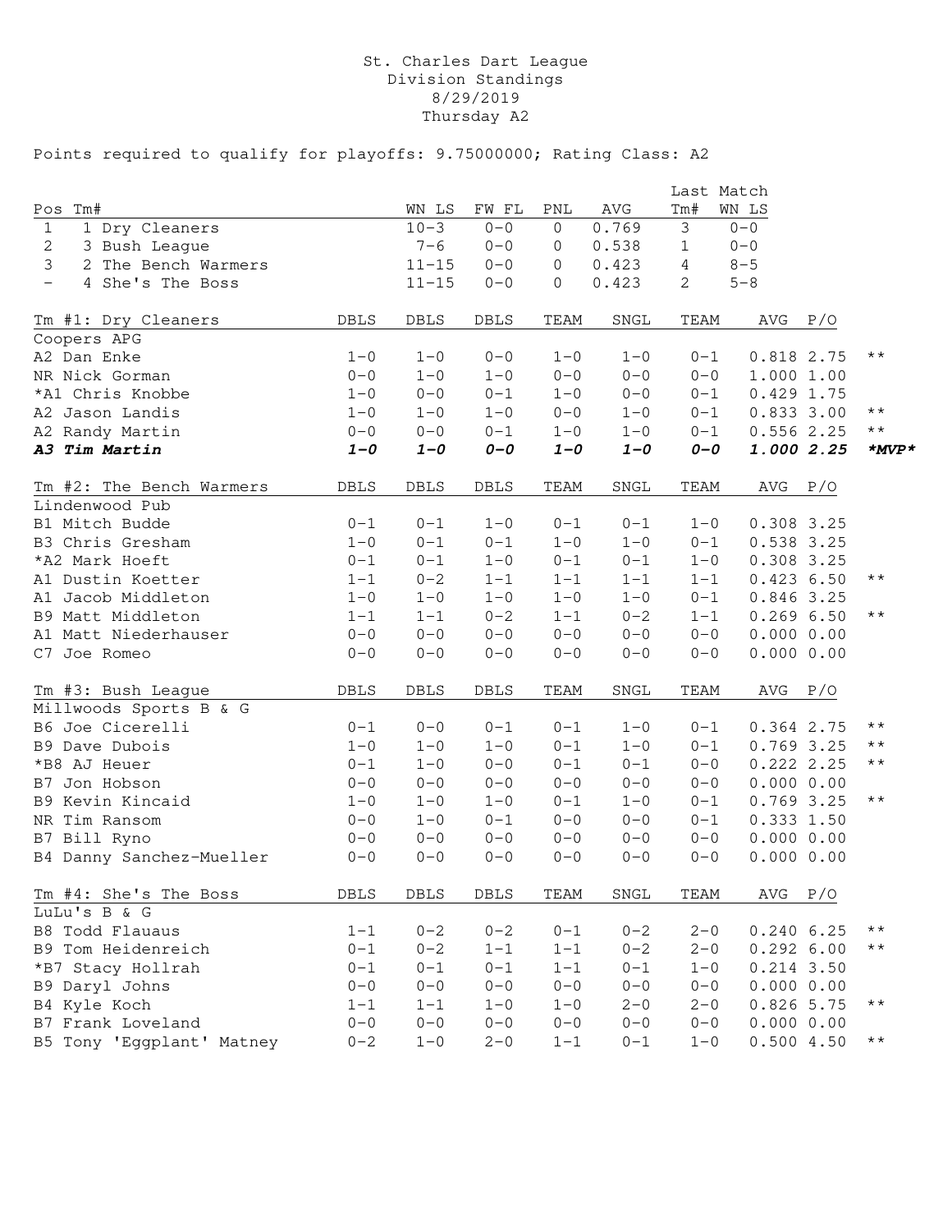# St. Charles Dart League
## Division Standings
### 8/29/2019
### Thursday A2

Points required to qualify for playoffs: 9.75000000; Rating Class: A2

| Pos | Tm# | WN LS | FW FL | PNL | AVG | Last Match Tm# | Last Match WN LS |
|---|---|---|---|---|---|---|---|
| 1 | 1 Dry Cleaners | 10-3 | 0-0 | 0 | 0.769 | 3 | 0-0 |
| 2 | 3 Bush League | 7-6 | 0-0 | 0 | 0.538 | 1 | 0-0 |
| 3 | 2 The Bench Warmers | 11-15 | 0-0 | 0 | 0.423 | 4 | 8-5 |
| - | 4 She's The Boss | 11-15 | 0-0 | 0 | 0.423 | 2 | 5-8 |

| Tm #1: Dry Cleaners | DBLS | DBLS | DBLS | TEAM | SNGL | TEAM | AVG | P/O | |
|---|---|---|---|---|---|---|---|---|---|
| Coopers APG | | | | | | | | | |
| A2 Dan Enke | 1-0 | 1-0 | 0-0 | 1-0 | 1-0 | 0-1 | 0.818 | 2.75 | ** |
| NR Nick Gorman | 0-0 | 1-0 | 1-0 | 0-0 | 0-0 | 0-0 | 1.000 | 1.00 | |
| *A1 Chris Knobbe | 1-0 | 0-0 | 0-1 | 1-0 | 0-0 | 0-1 | 0.429 | 1.75 | |
| A2 Jason Landis | 1-0 | 1-0 | 1-0 | 0-0 | 1-0 | 0-1 | 0.833 | 3.00 | ** |
| A2 Randy Martin | 0-0 | 0-0 | 0-1 | 1-0 | 1-0 | 0-1 | 0.556 | 2.25 | ** |
| ***A3 Tim Martin*** | ***1-0*** | ***1-0*** | ***0-0*** | ***1-0*** | ***1-0*** | ***0-0*** | ***1.000*** | ***2.25*** | ***\*MVP\**** |

| Tm #2: The Bench Warmers | DBLS | DBLS | DBLS | TEAM | SNGL | TEAM | AVG | P/O | |
|---|---|---|---|---|---|---|---|---|---|
| Lindenwood Pub | | | | | | | | | |
| B1 Mitch Budde | 0-1 | 0-1 | 1-0 | 0-1 | 0-1 | 1-0 | 0.308 | 3.25 | |
| B3 Chris Gresham | 1-0 | 0-1 | 0-1 | 1-0 | 1-0 | 0-1 | 0.538 | 3.25 | |
| *A2 Mark Hoeft | 0-1 | 0-1 | 1-0 | 0-1 | 0-1 | 1-0 | 0.308 | 3.25 | |
| A1 Dustin Koetter | 1-1 | 0-2 | 1-1 | 1-1 | 1-1 | 1-1 | 0.423 | 6.50 | ** |
| A1 Jacob Middleton | 1-0 | 1-0 | 1-0 | 1-0 | 1-0 | 0-1 | 0.846 | 3.25 | |
| B9 Matt Middleton | 1-1 | 1-1 | 0-2 | 1-1 | 0-2 | 1-1 | 0.269 | 6.50 | ** |
| A1 Matt Niederhauser | 0-0 | 0-0 | 0-0 | 0-0 | 0-0 | 0-0 | 0.000 | 0.00 | |
| C7 Joe Romeo | 0-0 | 0-0 | 0-0 | 0-0 | 0-0 | 0-0 | 0.000 | 0.00 | |

| Tm #3: Bush League | DBLS | DBLS | DBLS | TEAM | SNGL | TEAM | AVG | P/O | |
|---|---|---|---|---|---|---|---|---|---|
| Millwoods Sports B & G | | | | | | | | | |
| B6 Joe Cicerelli | 0-1 | 0-0 | 0-1 | 0-1 | 1-0 | 0-1 | 0.364 | 2.75 | ** |
| B9 Dave Dubois | 1-0 | 1-0 | 1-0 | 0-1 | 1-0 | 0-1 | 0.769 | 3.25 | ** |
| *B8 AJ Heuer | 0-1 | 1-0 | 0-0 | 0-1 | 0-1 | 0-0 | 0.222 | 2.25 | ** |
| B7 Jon Hobson | 0-0 | 0-0 | 0-0 | 0-0 | 0-0 | 0-0 | 0.000 | 0.00 | |
| B9 Kevin Kincaid | 1-0 | 1-0 | 1-0 | 0-1 | 1-0 | 0-1 | 0.769 | 3.25 | ** |
| NR Tim Ransom | 0-0 | 1-0 | 0-1 | 0-0 | 0-0 | 0-1 | 0.333 | 1.50 | |
| B7 Bill Ryno | 0-0 | 0-0 | 0-0 | 0-0 | 0-0 | 0-0 | 0.000 | 0.00 | |
| B4 Danny Sanchez-Mueller | 0-0 | 0-0 | 0-0 | 0-0 | 0-0 | 0-0 | 0.000 | 0.00 | |

| Tm #4: She's The Boss | DBLS | DBLS | DBLS | TEAM | SNGL | TEAM | AVG | P/O | |
|---|---|---|---|---|---|---|---|---|---|
| LuLu's B & G | | | | | | | | | |
| B8 Todd Flauaus | 1-1 | 0-2 | 0-2 | 0-1 | 0-2 | 2-0 | 0.240 | 6.25 | ** |
| B9 Tom Heidenreich | 0-1 | 0-2 | 1-1 | 1-1 | 0-2 | 2-0 | 0.292 | 6.00 | ** |
| *B7 Stacy Hollrah | 0-1 | 0-1 | 0-1 | 1-1 | 0-1 | 1-0 | 0.214 | 3.50 | |
| B9 Daryl Johns | 0-0 | 0-0 | 0-0 | 0-0 | 0-0 | 0-0 | 0.000 | 0.00 | |
| B4 Kyle Koch | 1-1 | 1-1 | 1-0 | 1-0 | 2-0 | 2-0 | 0.826 | 5.75 | ** |
| B7 Frank Loveland | 0-0 | 0-0 | 0-0 | 0-0 | 0-0 | 0-0 | 0.000 | 0.00 | |
| B5 Tony 'Eggplant' Matney | 0-2 | 1-0 | 2-0 | 1-1 | 0-1 | 1-0 | 0.500 | 4.50 | ** |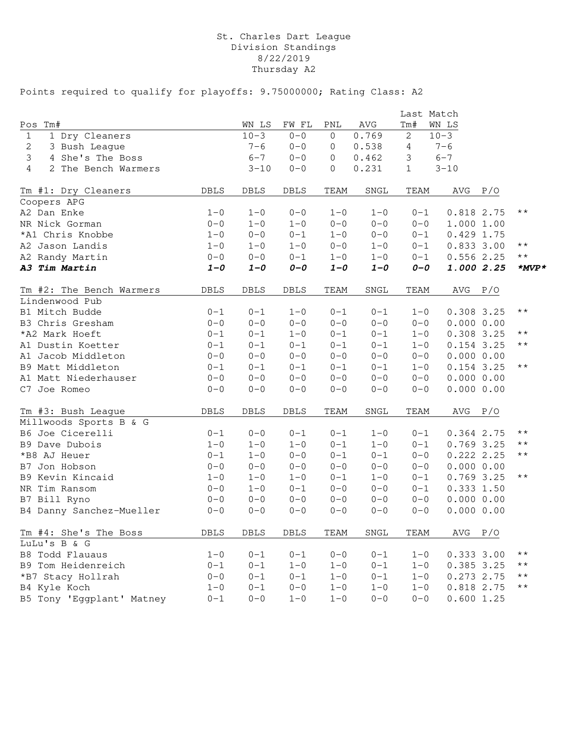St. Charles Dart League
Division Standings
8/22/2019
Thursday A2

Points required to qualify for playoffs: 9.75000000; Rating Class: A2

| Pos | Tm# | WN LS | FW FL | PNL | AVG | Last Match Tm# | Last Match WN LS |
|---|---|---|---|---|---|---|---|
| 1 | 1 Dry Cleaners | 10-3 | 0-0 | 0 | 0.769 | 2 | 10-3 |
| 2 | 3 Bush League | 7-6 | 0-0 | 0 | 0.538 | 4 | 7-6 |
| 3 | 4 She's The Boss | 6-7 | 0-0 | 0 | 0.462 | 3 | 6-7 |
| 4 | 2 The Bench Warmers | 3-10 | 0-0 | 0 | 0.231 | 1 | 3-10 |

| Tm #1: Dry Cleaners | DBLS | DBLS | DBLS | TEAM | SNGL | TEAM | AVG | P/O | |
|---|---|---|---|---|---|---|---|---|---|
| Coopers APG | | | | | | | | | |
| A2 Dan Enke | 1-0 | 1-0 | 0-0 | 1-0 | 1-0 | 0-1 | 0.818 | 2.75 | ** |
| NR Nick Gorman | 0-0 | 1-0 | 1-0 | 0-0 | 0-0 | 0-0 | 1.000 | 1.00 | |
| *A1 Chris Knobbe | 1-0 | 0-0 | 0-1 | 1-0 | 0-0 | 0-1 | 0.429 | 1.75 | |
| A2 Jason Landis | 1-0 | 1-0 | 1-0 | 0-0 | 1-0 | 0-1 | 0.833 | 3.00 | ** |
| A2 Randy Martin | 0-0 | 0-0 | 0-1 | 1-0 | 1-0 | 0-1 | 0.556 | 2.25 | ** |
| ***A3 Tim Martin*** | ***1-0*** | ***1-0*** | ***0-0*** | ***1-0*** | ***1-0*** | ***0-0*** | ***1.000*** | ***2.25*** | ***\*MVP\**** |

| Tm #2: The Bench Warmers | DBLS | DBLS | DBLS | TEAM | SNGL | TEAM | AVG | P/O | |
|---|---|---|---|---|---|---|---|---|---|
| Lindenwood Pub | | | | | | | | | |
| B1 Mitch Budde | 0-1 | 0-1 | 1-0 | 0-1 | 0-1 | 1-0 | 0.308 | 3.25 | ** |
| B3 Chris Gresham | 0-0 | 0-0 | 0-0 | 0-0 | 0-0 | 0-0 | 0.000 | 0.00 | |
| *A2 Mark Hoeft | 0-1 | 0-1 | 1-0 | 0-1 | 0-1 | 1-0 | 0.308 | 3.25 | ** |
| A1 Dustin Koetter | 0-1 | 0-1 | 0-1 | 0-1 | 0-1 | 1-0 | 0.154 | 3.25 | ** |
| A1 Jacob Middleton | 0-0 | 0-0 | 0-0 | 0-0 | 0-0 | 0-0 | 0.000 | 0.00 | |
| B9 Matt Middleton | 0-1 | 0-1 | 0-1 | 0-1 | 0-1 | 1-0 | 0.154 | 3.25 | ** |
| A1 Matt Niederhauser | 0-0 | 0-0 | 0-0 | 0-0 | 0-0 | 0-0 | 0.000 | 0.00 | |
| C7 Joe Romeo | 0-0 | 0-0 | 0-0 | 0-0 | 0-0 | 0-0 | 0.000 | 0.00 | |

| Tm #3: Bush League | DBLS | DBLS | DBLS | TEAM | SNGL | TEAM | AVG | P/O | |
|---|---|---|---|---|---|---|---|---|---|
| Millwoods Sports B & G | | | | | | | | | |
| B6 Joe Cicerelli | 0-1 | 0-0 | 0-1 | 0-1 | 1-0 | 0-1 | 0.364 | 2.75 | ** |
| B9 Dave Dubois | 1-0 | 1-0 | 1-0 | 0-1 | 1-0 | 0-1 | 0.769 | 3.25 | ** |
| *B8 AJ Heuer | 0-1 | 1-0 | 0-0 | 0-1 | 0-1 | 0-0 | 0.222 | 2.25 | ** |
| B7 Jon Hobson | 0-0 | 0-0 | 0-0 | 0-0 | 0-0 | 0-0 | 0.000 | 0.00 | |
| B9 Kevin Kincaid | 1-0 | 1-0 | 1-0 | 0-1 | 1-0 | 0-1 | 0.769 | 3.25 | ** |
| NR Tim Ransom | 0-0 | 1-0 | 0-1 | 0-0 | 0-0 | 0-1 | 0.333 | 1.50 | |
| B7 Bill Ryno | 0-0 | 0-0 | 0-0 | 0-0 | 0-0 | 0-0 | 0.000 | 0.00 | |
| B4 Danny Sanchez-Mueller | 0-0 | 0-0 | 0-0 | 0-0 | 0-0 | 0-0 | 0.000 | 0.00 | |

| Tm #4: She's The Boss | DBLS | DBLS | DBLS | TEAM | SNGL | TEAM | AVG | P/O | |
|---|---|---|---|---|---|---|---|---|---|
| LuLu's B & G | | | | | | | | | |
| B8 Todd Flauaus | 1-0 | 0-1 | 0-1 | 0-0 | 0-1 | 1-0 | 0.333 | 3.00 | ** |
| B9 Tom Heidenreich | 0-1 | 0-1 | 1-0 | 1-0 | 0-1 | 1-0 | 0.385 | 3.25 | ** |
| *B7 Stacy Hollrah | 0-0 | 0-1 | 0-1 | 1-0 | 0-1 | 1-0 | 0.273 | 2.75 | ** |
| B4 Kyle Koch | 1-0 | 0-1 | 0-0 | 1-0 | 1-0 | 1-0 | 0.818 | 2.75 | ** |
| B5 Tony 'Eggplant' Matney | 0-1 | 0-0 | 1-0 | 1-0 | 0-0 | 0-0 | 0.600 | 1.25 | |